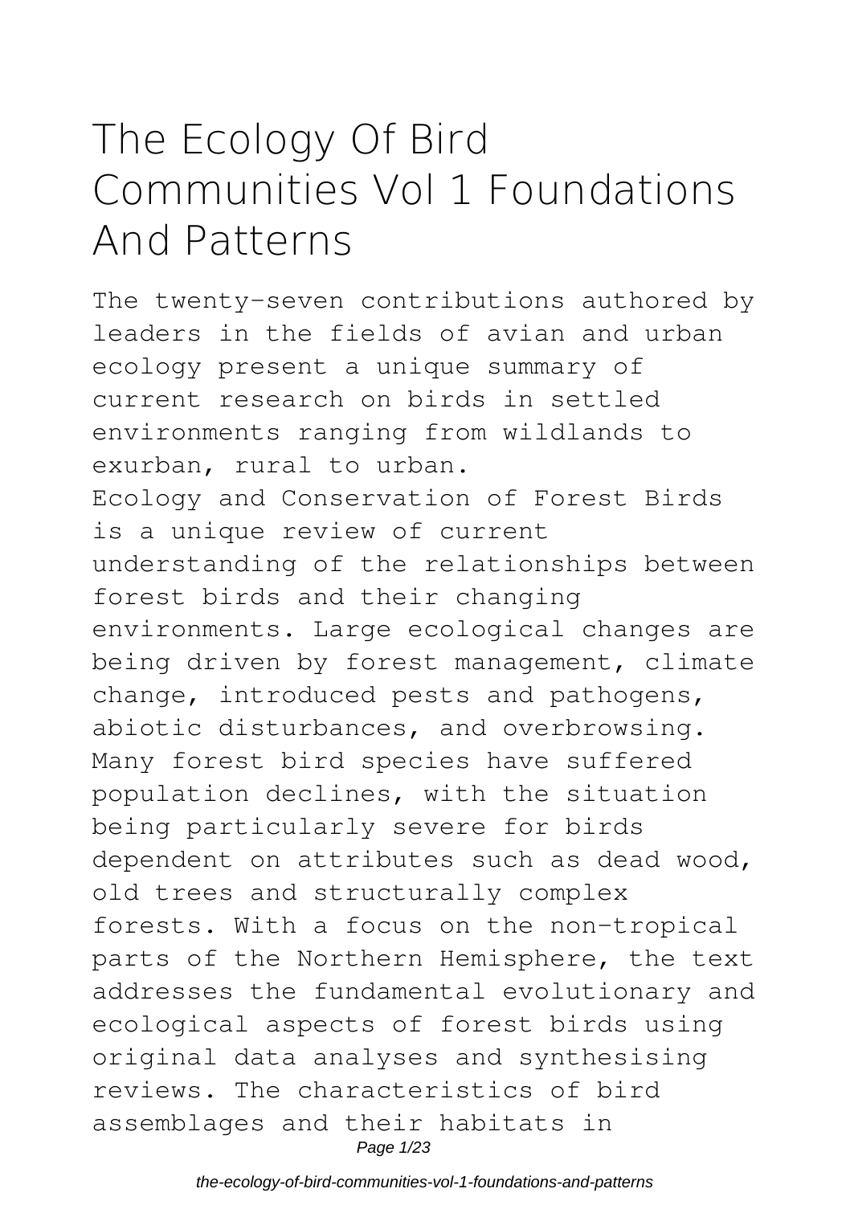# The Ecology Of Bird Communities Vol 1 Foundations And Patterns

The twenty-seven contributions authored by leaders in the fields of avian and urban ecology present a unique summary of current research on birds in settled environments ranging from wildlands to exurban, rural to urban.

Ecology and Conservation of Forest Birds is a unique review of current understanding of the relationships between forest birds and their changing environments. Large ecological changes are being driven by forest management, climate change, introduced pests and pathogens, abiotic disturbances, and overbrowsing. Many forest bird species have suffered population declines, with the situation being particularly severe for birds dependent on attributes such as dead wood, old trees and structurally complex forests. With a focus on the non-tropical parts of the Northern Hemisphere, the text addresses the fundamental evolutionary and ecological aspects of forest birds using original data analyses and synthesising reviews. The characteristics of bird assemblages and their habitats in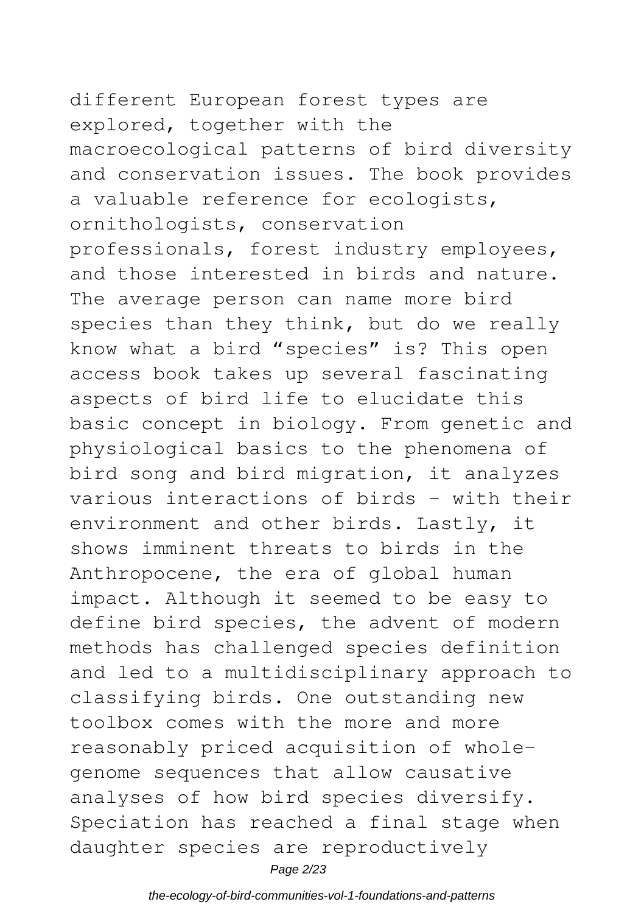different European forest types are explored, together with the macroecological patterns of bird diversity and conservation issues. The book provides a valuable reference for ecologists, ornithologists, conservation professionals, forest industry employees, and those interested in birds and nature. The average person can name more bird species than they think, but do we really know what a bird "species" is? This open access book takes up several fascinating aspects of bird life to elucidate this basic concept in biology. From genetic and physiological basics to the phenomena of bird song and bird migration, it analyzes various interactions of birds – with their environment and other birds. Lastly, it shows imminent threats to birds in the Anthropocene, the era of global human impact. Although it seemed to be easy to define bird species, the advent of modern methods has challenged species definition and led to a multidisciplinary approach to classifying birds. One outstanding new toolbox comes with the more and more reasonably priced acquisition of whole-genome sequences that allow causative analyses of how bird species diversify. Speciation has reached a final stage when daughter species are reproductively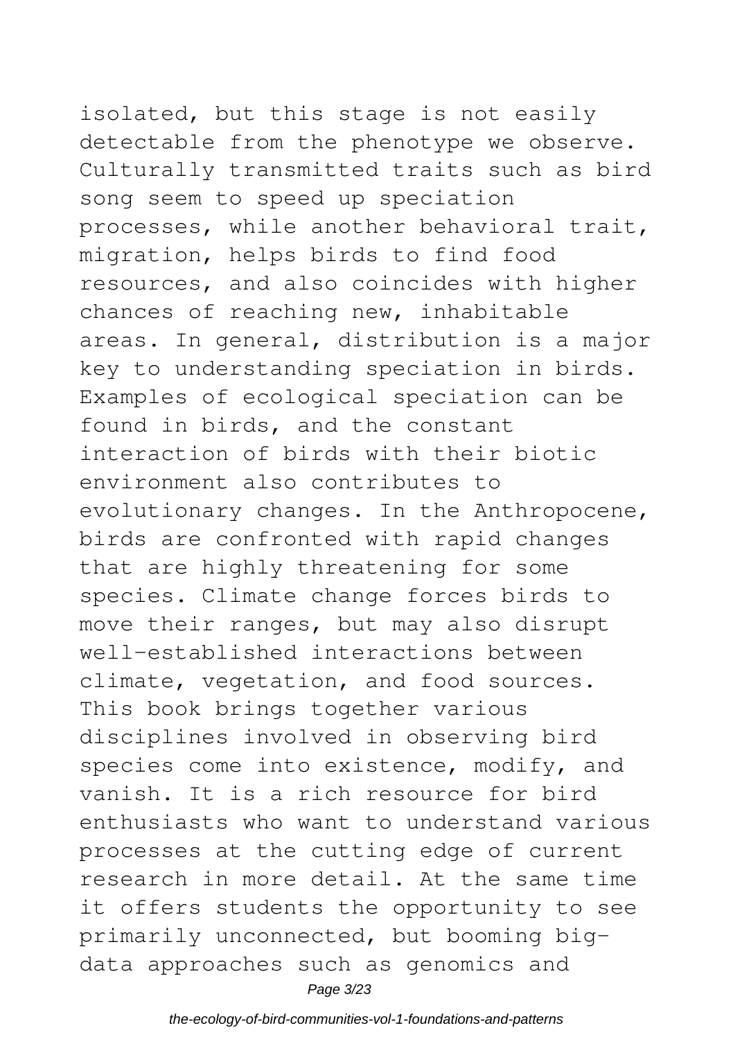isolated, but this stage is not easily detectable from the phenotype we observe. Culturally transmitted traits such as bird song seem to speed up speciation processes, while another behavioral trait, migration, helps birds to find food resources, and also coincides with higher chances of reaching new, inhabitable areas. In general, distribution is a major key to understanding speciation in birds. Examples of ecological speciation can be found in birds, and the constant interaction of birds with their biotic environment also contributes to evolutionary changes. In the Anthropocene, birds are confronted with rapid changes that are highly threatening for some species. Climate change forces birds to move their ranges, but may also disrupt well-established interactions between climate, vegetation, and food sources. This book brings together various disciplines involved in observing bird species come into existence, modify, and vanish. It is a rich resource for bird enthusiasts who want to understand various processes at the cutting edge of current research in more detail. At the same time it offers students the opportunity to see primarily unconnected, but booming big-data approaches such as genomics and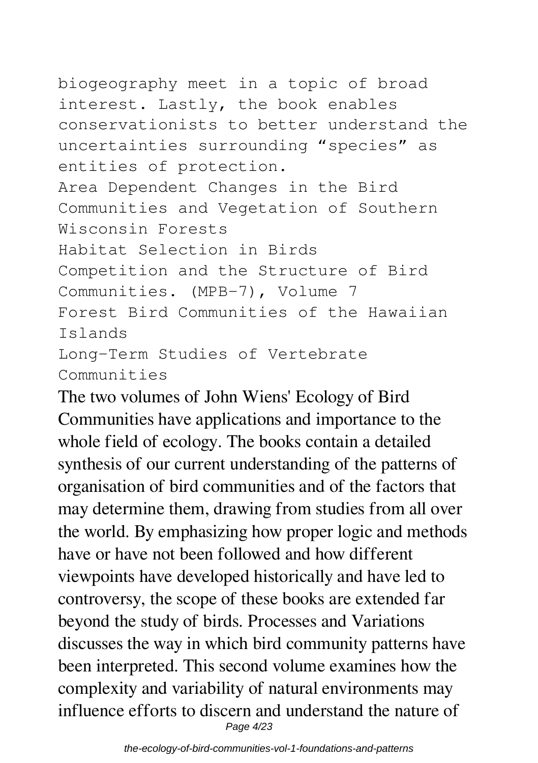biogeography meet in a topic of broad interest. Lastly, the book enables conservationists to better understand the uncertainties surrounding "species" as entities of protection.

Area Dependent Changes in the Bird Communities and Vegetation of Southern Wisconsin Forests

Habitat Selection in Birds

Competition and the Structure of Bird Communities. (MPB-7), Volume 7

Forest Bird Communities of the Hawaiian Islands

Long-Term Studies of Vertebrate Communities

The two volumes of John Wiens' Ecology of Bird Communities have applications and importance to the whole field of ecology. The books contain a detailed synthesis of our current understanding of the patterns of organisation of bird communities and of the factors that may determine them, drawing from studies from all over the world. By emphasizing how proper logic and methods have or have not been followed and how different viewpoints have developed historically and have led to controversy, the scope of these books are extended far beyond the study of birds. Processes and Variations discusses the way in which bird community patterns have been interpreted. This second volume examines how the complexity and variability of natural environments may influence efforts to discern and understand the nature of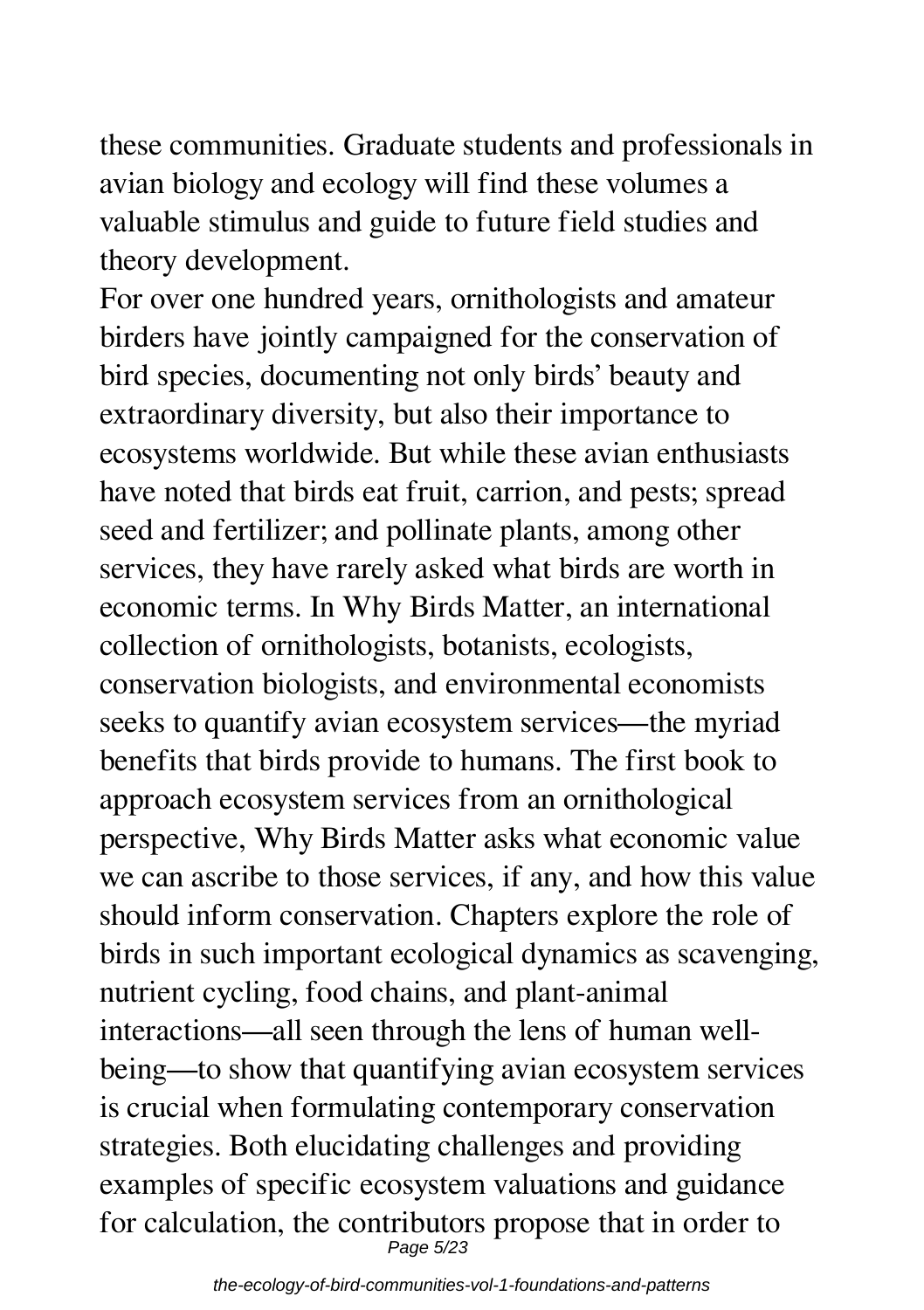these communities. Graduate students and professionals in avian biology and ecology will find these volumes a valuable stimulus and guide to future field studies and theory development.

For over one hundred years, ornithologists and amateur birders have jointly campaigned for the conservation of bird species, documenting not only birds' beauty and extraordinary diversity, but also their importance to ecosystems worldwide. But while these avian enthusiasts have noted that birds eat fruit, carrion, and pests; spread seed and fertilizer; and pollinate plants, among other services, they have rarely asked what birds are worth in economic terms. In Why Birds Matter, an international collection of ornithologists, botanists, ecologists, conservation biologists, and environmental economists seeks to quantify avian ecosystem services—the myriad benefits that birds provide to humans. The first book to approach ecosystem services from an ornithological perspective, Why Birds Matter asks what economic value we can ascribe to those services, if any, and how this value should inform conservation. Chapters explore the role of birds in such important ecological dynamics as scavenging, nutrient cycling, food chains, and plant-animal interactions—all seen through the lens of human well-being—to show that quantifying avian ecosystem services is crucial when formulating contemporary conservation strategies. Both elucidating challenges and providing examples of specific ecosystem valuations and guidance for calculation, the contributors propose that in order to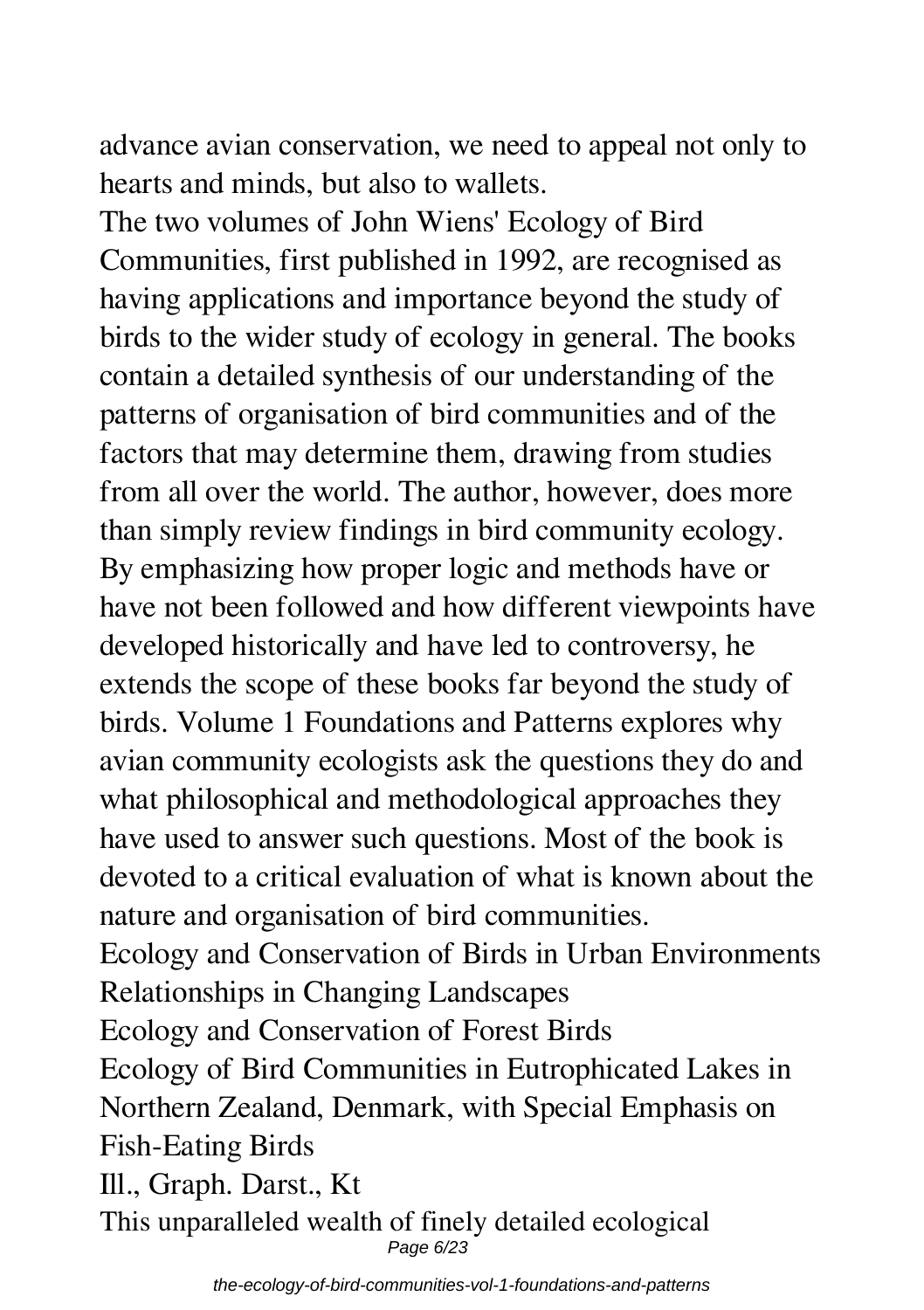advance avian conservation, we need to appeal not only to hearts and minds, but also to wallets.

The two volumes of John Wiens' Ecology of Bird Communities, first published in 1992, are recognised as having applications and importance beyond the study of birds to the wider study of ecology in general. The books contain a detailed synthesis of our understanding of the patterns of organisation of bird communities and of the factors that may determine them, drawing from studies from all over the world. The author, however, does more than simply review findings in bird community ecology. By emphasizing how proper logic and methods have or have not been followed and how different viewpoints have developed historically and have led to controversy, he extends the scope of these books far beyond the study of birds. Volume 1 Foundations and Patterns explores why avian community ecologists ask the questions they do and what philosophical and methodological approaches they have used to answer such questions. Most of the book is devoted to a critical evaluation of what is known about the nature and organisation of bird communities.

Ecology and Conservation of Birds in Urban Environments

Relationships in Changing Landscapes

Ecology and Conservation of Forest Birds

Ecology of Bird Communities in Eutrophicated Lakes in Northern Zealand, Denmark, with Special Emphasis on Fish-Eating Birds

Ill., Graph. Darst., Kt

This unparalleled wealth of finely detailed ecological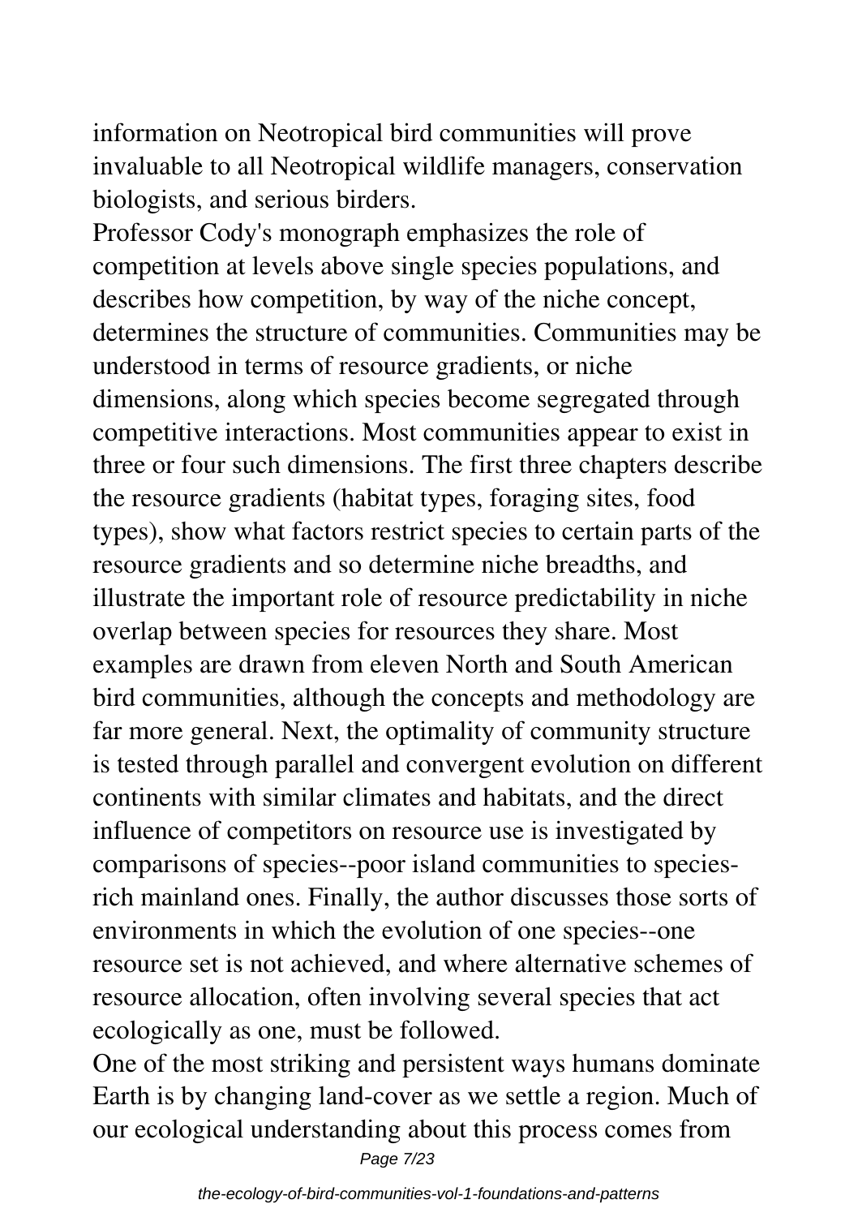information on Neotropical bird communities will prove invaluable to all Neotropical wildlife managers, conservation biologists, and serious birders.

Professor Cody's monograph emphasizes the role of competition at levels above single species populations, and describes how competition, by way of the niche concept, determines the structure of communities. Communities may be understood in terms of resource gradients, or niche dimensions, along which species become segregated through competitive interactions. Most communities appear to exist in three or four such dimensions. The first three chapters describe the resource gradients (habitat types, foraging sites, food types), show what factors restrict species to certain parts of the resource gradients and so determine niche breadths, and illustrate the important role of resource predictability in niche overlap between species for resources they share. Most examples are drawn from eleven North and South American bird communities, although the concepts and methodology are far more general. Next, the optimality of community structure is tested through parallel and convergent evolution on different continents with similar climates and habitats, and the direct influence of competitors on resource use is investigated by comparisons of species--poor island communities to species-rich mainland ones. Finally, the author discusses those sorts of environments in which the evolution of one species--one resource set is not achieved, and where alternative schemes of resource allocation, often involving several species that act ecologically as one, must be followed.

One of the most striking and persistent ways humans dominate Earth is by changing land-cover as we settle a region. Much of our ecological understanding about this process comes from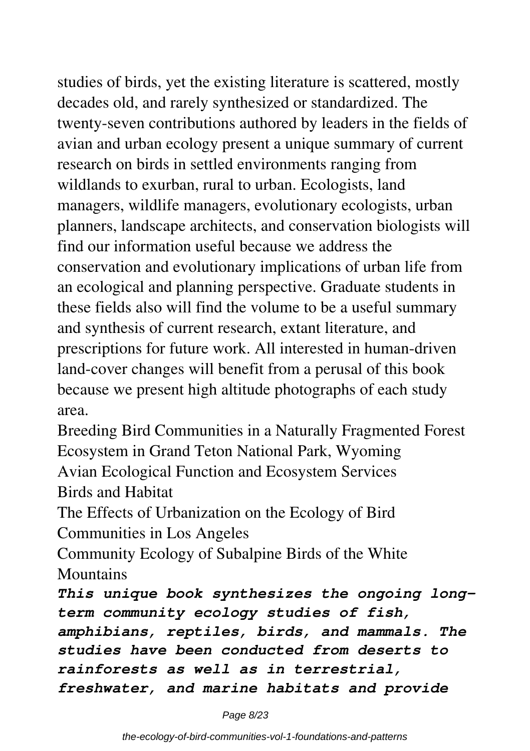studies of birds, yet the existing literature is scattered, mostly decades old, and rarely synthesized or standardized. The twenty-seven contributions authored by leaders in the fields of avian and urban ecology present a unique summary of current research on birds in settled environments ranging from wildlands to exurban, rural to urban. Ecologists, land managers, wildlife managers, evolutionary ecologists, urban planners, landscape architects, and conservation biologists will find our information useful because we address the conservation and evolutionary implications of urban life from an ecological and planning perspective. Graduate students in these fields also will find the volume to be a useful summary and synthesis of current research, extant literature, and prescriptions for future work. All interested in human-driven land-cover changes will benefit from a perusal of this book because we present high altitude photographs of each study area.

Breeding Bird Communities in a Naturally Fragmented Forest Ecosystem in Grand Teton National Park, Wyoming

Avian Ecological Function and Ecosystem Services

Birds and Habitat

The Effects of Urbanization on the Ecology of Bird Communities in Los Angeles

Community Ecology of Subalpine Birds of the White Mountains

***This unique book synthesizes the ongoing long-term community ecology studies of fish, amphibians, reptiles, birds, and mammals. The studies have been conducted from deserts to rainforests as well as in terrestrial, freshwater, and marine habitats and provide***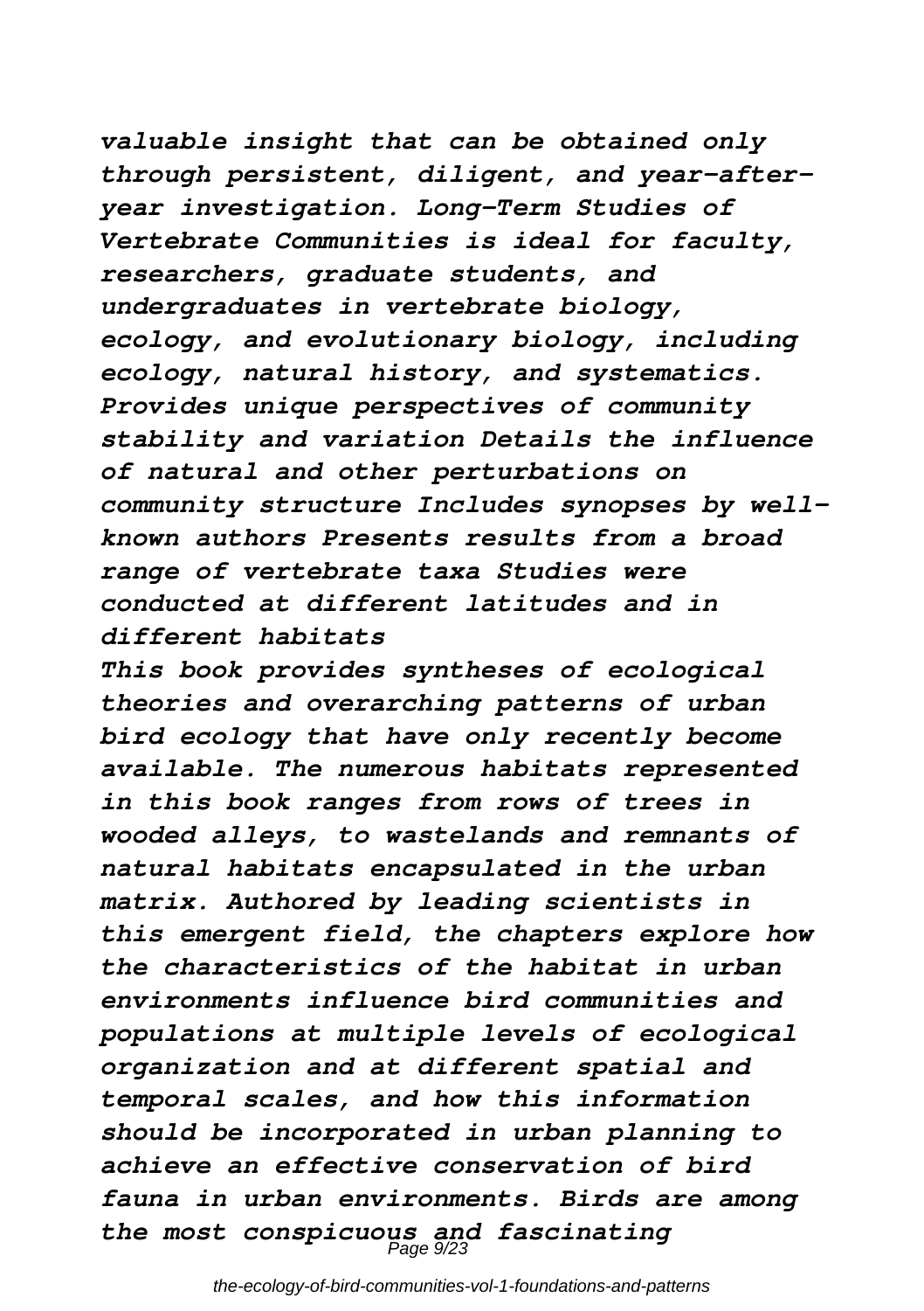*valuable insight that can be obtained only through persistent, diligent, and year-after-year investigation. Long-Term Studies of Vertebrate Communities is ideal for faculty, researchers, graduate students, and undergraduates in vertebrate biology, ecology, and evolutionary biology, including ecology, natural history, and systematics. Provides unique perspectives of community stability and variation Details the influence of natural and other perturbations on community structure Includes synopses by well-known authors Presents results from a broad range of vertebrate taxa Studies were conducted at different latitudes and in different habitats*

*This book provides syntheses of ecological theories and overarching patterns of urban bird ecology that have only recently become available. The numerous habitats represented in this book ranges from rows of trees in wooded alleys, to wastelands and remnants of natural habitats encapsulated in the urban matrix. Authored by leading scientists in this emergent field, the chapters explore how the characteristics of the habitat in urban environments influence bird communities and populations at multiple levels of ecological organization and at different spatial and temporal scales, and how this information should be incorporated in urban planning to achieve an effective conservation of bird fauna in urban environments. Birds are among the most conspicuous and fascinating*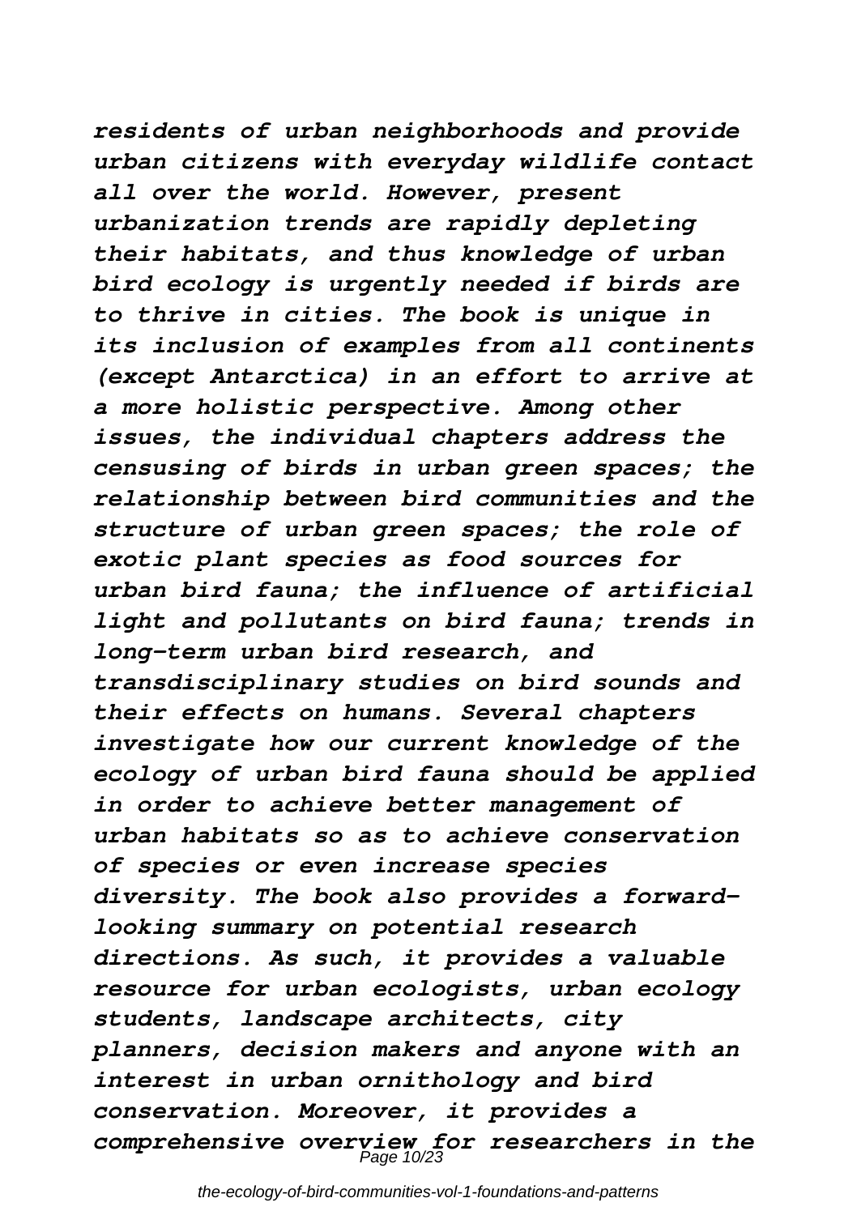*residents of urban neighborhoods and provide urban citizens with everyday wildlife contact all over the world. However, present urbanization trends are rapidly depleting their habitats, and thus knowledge of urban bird ecology is urgently needed if birds are to thrive in cities. The book is unique in its inclusion of examples from all continents (except Antarctica) in an effort to arrive at a more holistic perspective. Among other issues, the individual chapters address the censusing of birds in urban green spaces; the relationship between bird communities and the structure of urban green spaces; the role of exotic plant species as food sources for urban bird fauna; the influence of artificial light and pollutants on bird fauna; trends in long-term urban bird research, and transdisciplinary studies on bird sounds and their effects on humans. Several chapters investigate how our current knowledge of the ecology of urban bird fauna should be applied in order to achieve better management of urban habitats so as to achieve conservation of species or even increase species diversity. The book also provides a forward-looking summary on potential research directions. As such, it provides a valuable resource for urban ecologists, urban ecology students, landscape architects, city planners, decision makers and anyone with an interest in urban ornithology and bird conservation. Moreover, it provides a comprehensive overview for researchers in the*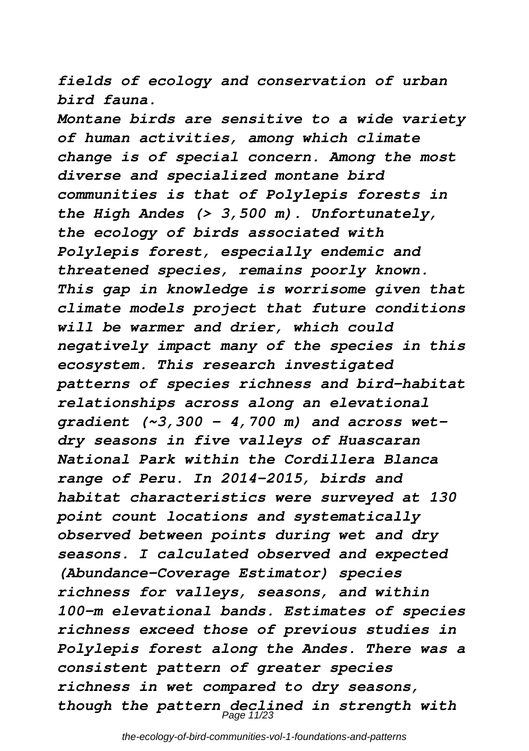*fields of ecology and conservation of urban bird fauna.*

*Montane birds are sensitive to a wide variety of human activities, among which climate change is of special concern. Among the most diverse and specialized montane bird communities is that of Polylepis forests in the High Andes (> 3,500 m). Unfortunately, the ecology of birds associated with Polylepis forest, especially endemic and threatened species, remains poorly known. This gap in knowledge is worrisome given that climate models project that future conditions will be warmer and drier, which could negatively impact many of the species in this ecosystem. This research investigated patterns of species richness and bird-habitat relationships across along an elevational gradient (~3,300 - 4,700 m) and across wet-dry seasons in five valleys of Huascaran National Park within the Cordillera Blanca range of Peru. In 2014-2015, birds and habitat characteristics were surveyed at 130 point count locations and systematically observed between points during wet and dry seasons. I calculated observed and expected (Abundance-Coverage Estimator) species richness for valleys, seasons, and within 100-m elevational bands. Estimates of species richness exceed those of previous studies in Polylepis forest along the Andes. There was a consistent pattern of greater species richness in wet compared to dry seasons, though the pattern declined in strength with*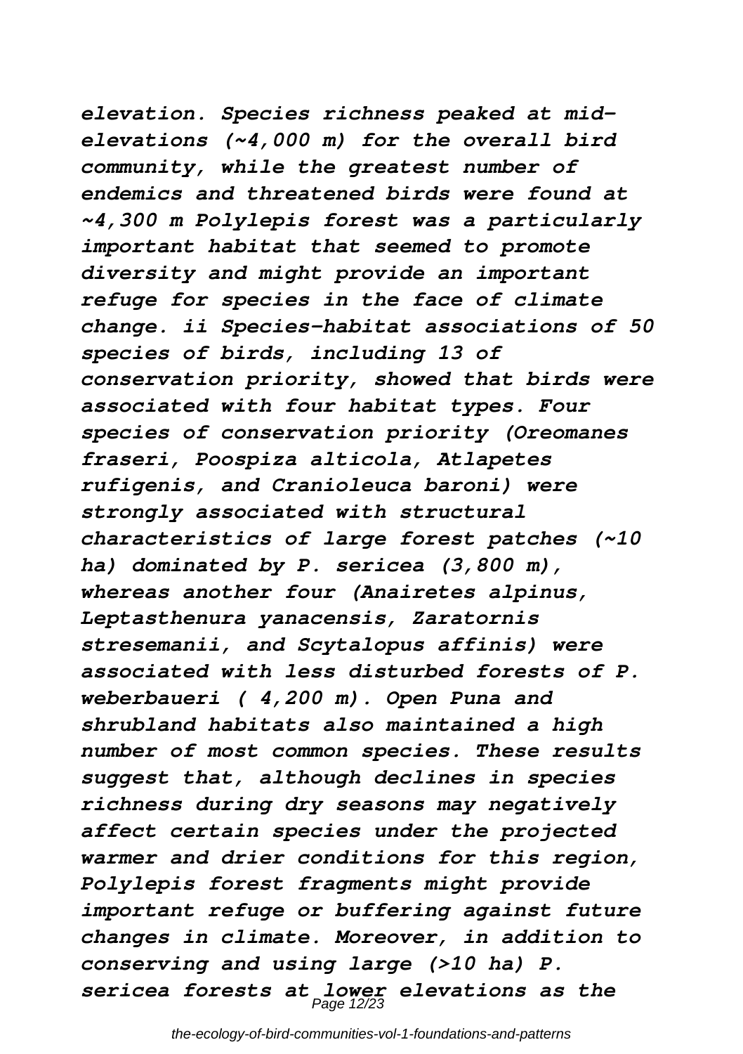*elevation. Species richness peaked at mid-elevations (~4,000 m) for the overall bird community, while the greatest number of endemics and threatened birds were found at ~4,300 m Polylepis forest was a particularly important habitat that seemed to promote diversity and might provide an important refuge for species in the face of climate change. ii Species-habitat associations of 50 species of birds, including 13 of conservation priority, showed that birds were associated with four habitat types. Four species of conservation priority (Oreomanes fraseri, Poospiza alticola, Atlapetes rufigenis, and Cranioleuca baroni) were strongly associated with structural characteristics of large forest patches (~10 ha) dominated by P. sericea (3,800 m), whereas another four (Anairetes alpinus, Leptasthenura yanacensis, Zaratornis stresemanii, and Scytalopus affinis) were associated with less disturbed forests of P. weberbaueri ( 4,200 m). Open Puna and shrubland habitats also maintained a high number of most common species. These results suggest that, although declines in species richness during dry seasons may negatively affect certain species under the projected warmer and drier conditions for this region, Polylepis forest fragments might provide important refuge or buffering against future changes in climate. Moreover, in addition to conserving and using large (>10 ha) P. sericea forests at lower elevations as the*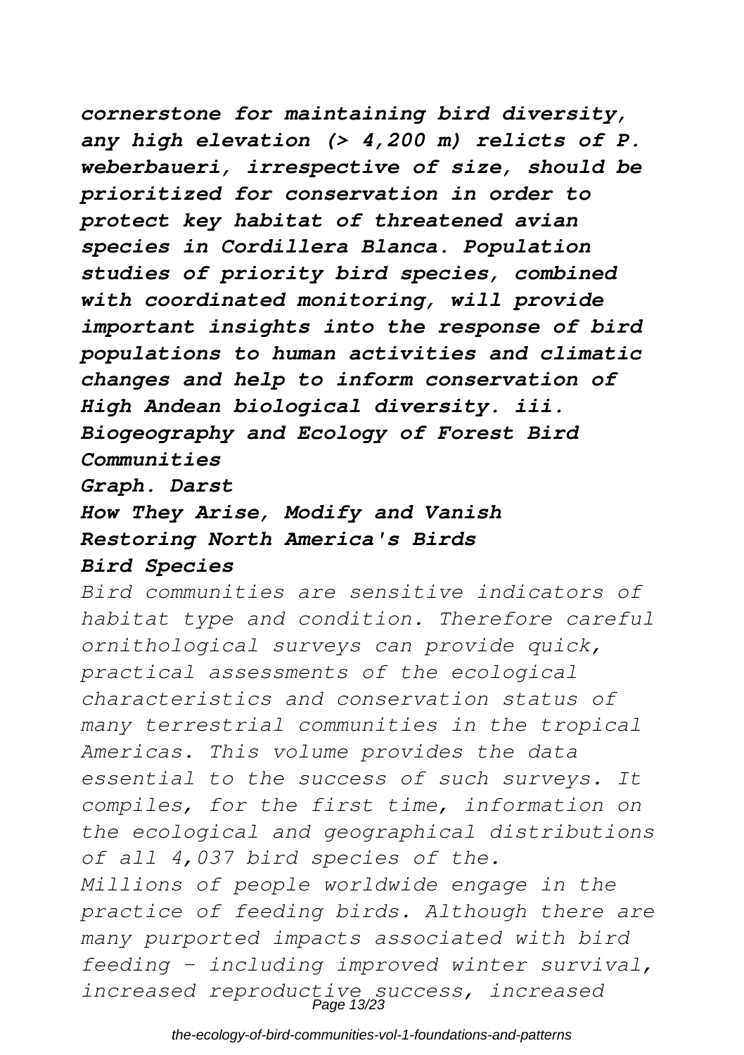***cornerstone for maintaining bird diversity, any high elevation (> 4,200 m) relicts of P. weberbaueri, irrespective of size, should be prioritized for conservation in order to protect key habitat of threatened avian species in Cordillera Blanca. Population studies of priority bird species, combined with coordinated monitoring, will provide important insights into the response of bird populations to human activities and climatic changes and help to inform conservation of High Andean biological diversity. iii. Biogeography and Ecology of Forest Bird Communities***

***Graph. Darst***

***How They Arise, Modify and Vanish***

***Restoring North America's Birds***

***Bird Species***

*Bird communities are sensitive indicators of habitat type and condition. Therefore careful ornithological surveys can provide quick, practical assessments of the ecological characteristics and conservation status of many terrestrial communities in the tropical Americas. This volume provides the data essential to the success of such surveys. It compiles, for the first time, information on the ecological and geographical distributions of all 4,037 bird species of the.*

*Millions of people worldwide engage in the practice of feeding birds. Although there are many purported impacts associated with bird feeding - including improved winter survival, increased reproductive success, increased*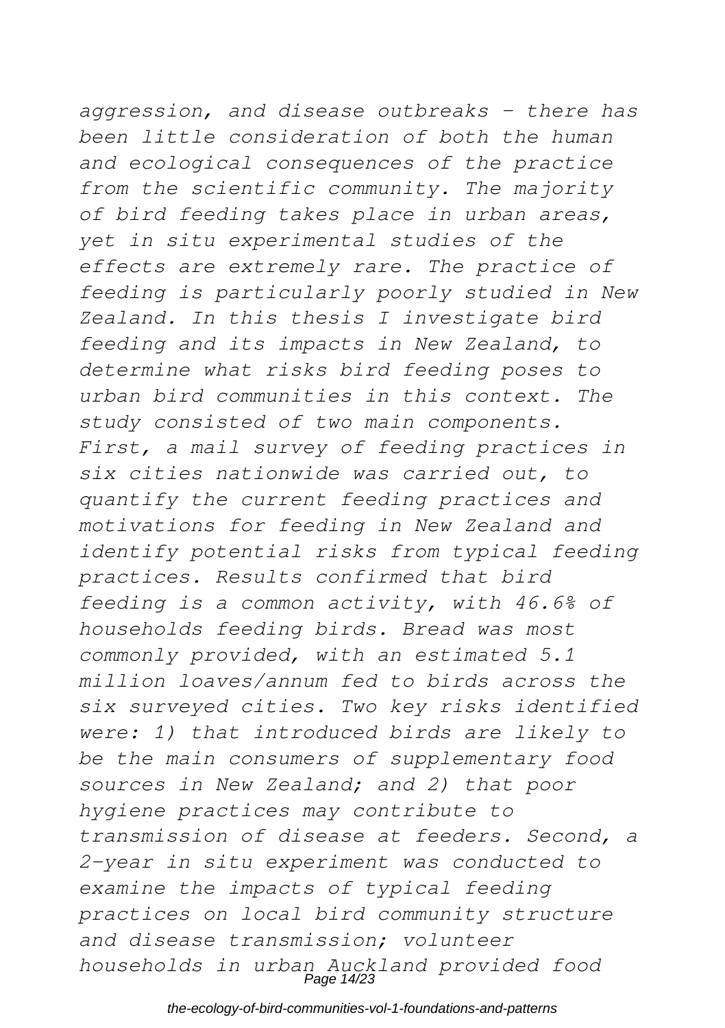*aggression, and disease outbreaks – there has been little consideration of both the human and ecological consequences of the practice from the scientific community. The majority of bird feeding takes place in urban areas, yet in situ experimental studies of the effects are extremely rare. The practice of feeding is particularly poorly studied in New Zealand. In this thesis I investigate bird feeding and its impacts in New Zealand, to determine what risks bird feeding poses to urban bird communities in this context. The study consisted of two main components. First, a mail survey of feeding practices in six cities nationwide was carried out, to quantify the current feeding practices and motivations for feeding in New Zealand and identify potential risks from typical feeding practices. Results confirmed that bird feeding is a common activity, with 46.6% of households feeding birds. Bread was most commonly provided, with an estimated 5.1 million loaves/annum fed to birds across the six surveyed cities. Two key risks identified were: 1) that introduced birds are likely to be the main consumers of supplementary food sources in New Zealand; and 2) that poor hygiene practices may contribute to transmission of disease at feeders. Second, a 2-year in situ experiment was conducted to examine the impacts of typical feeding practices on local bird community structure and disease transmission; volunteer households in urban Auckland provided food*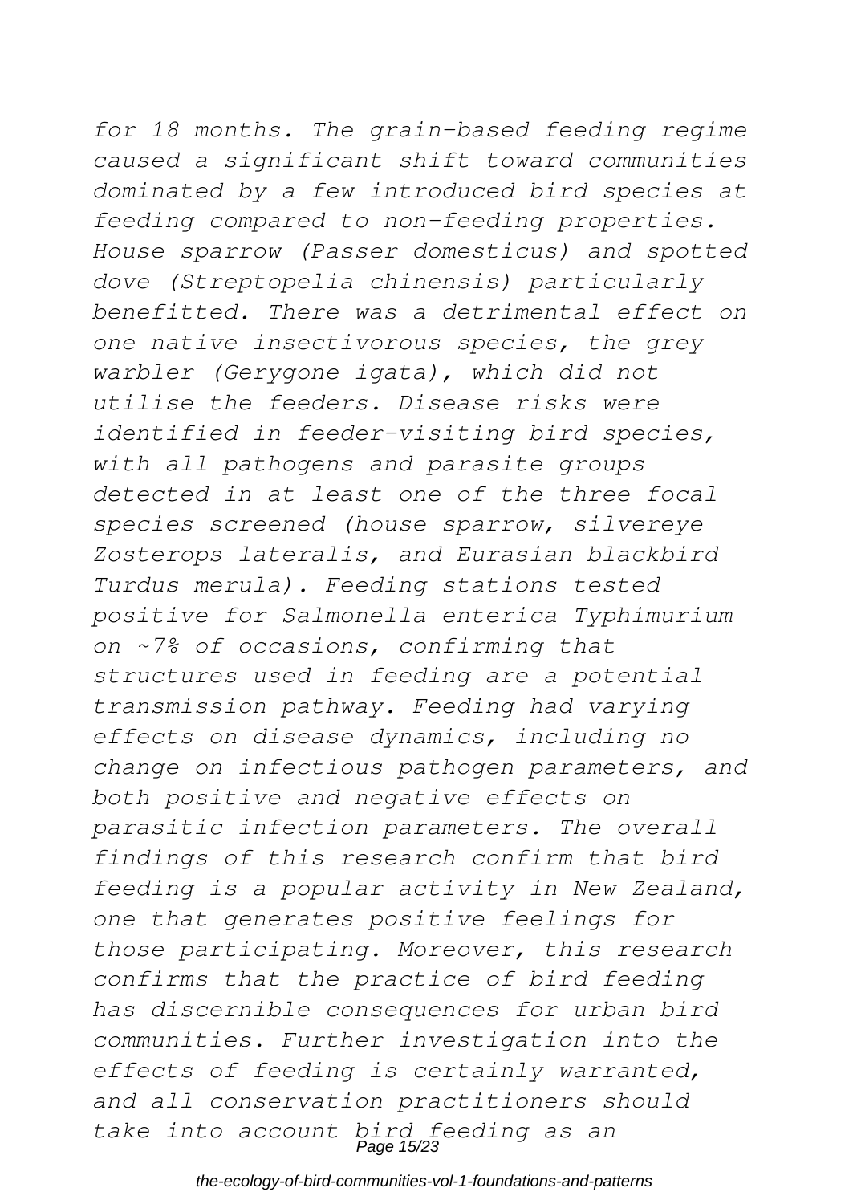*for 18 months. The grain-based feeding regime caused a significant shift toward communities dominated by a few introduced bird species at feeding compared to non-feeding properties. House sparrow (Passer domesticus) and spotted dove (Streptopelia chinensis) particularly benefitted. There was a detrimental effect on one native insectivorous species, the grey warbler (Gerygone igata), which did not utilise the feeders. Disease risks were identified in feeder-visiting bird species, with all pathogens and parasite groups detected in at least one of the three focal species screened (house sparrow, silvereye Zosterops lateralis, and Eurasian blackbird Turdus merula). Feeding stations tested positive for Salmonella enterica Typhimurium on ~7% of occasions, confirming that structures used in feeding are a potential transmission pathway. Feeding had varying effects on disease dynamics, including no change on infectious pathogen parameters, and both positive and negative effects on parasitic infection parameters. The overall findings of this research confirm that bird feeding is a popular activity in New Zealand, one that generates positive feelings for those participating. Moreover, this research confirms that the practice of bird feeding has discernible consequences for urban bird communities. Further investigation into the effects of feeding is certainly warranted, and all conservation practitioners should take into account bird feeding as an*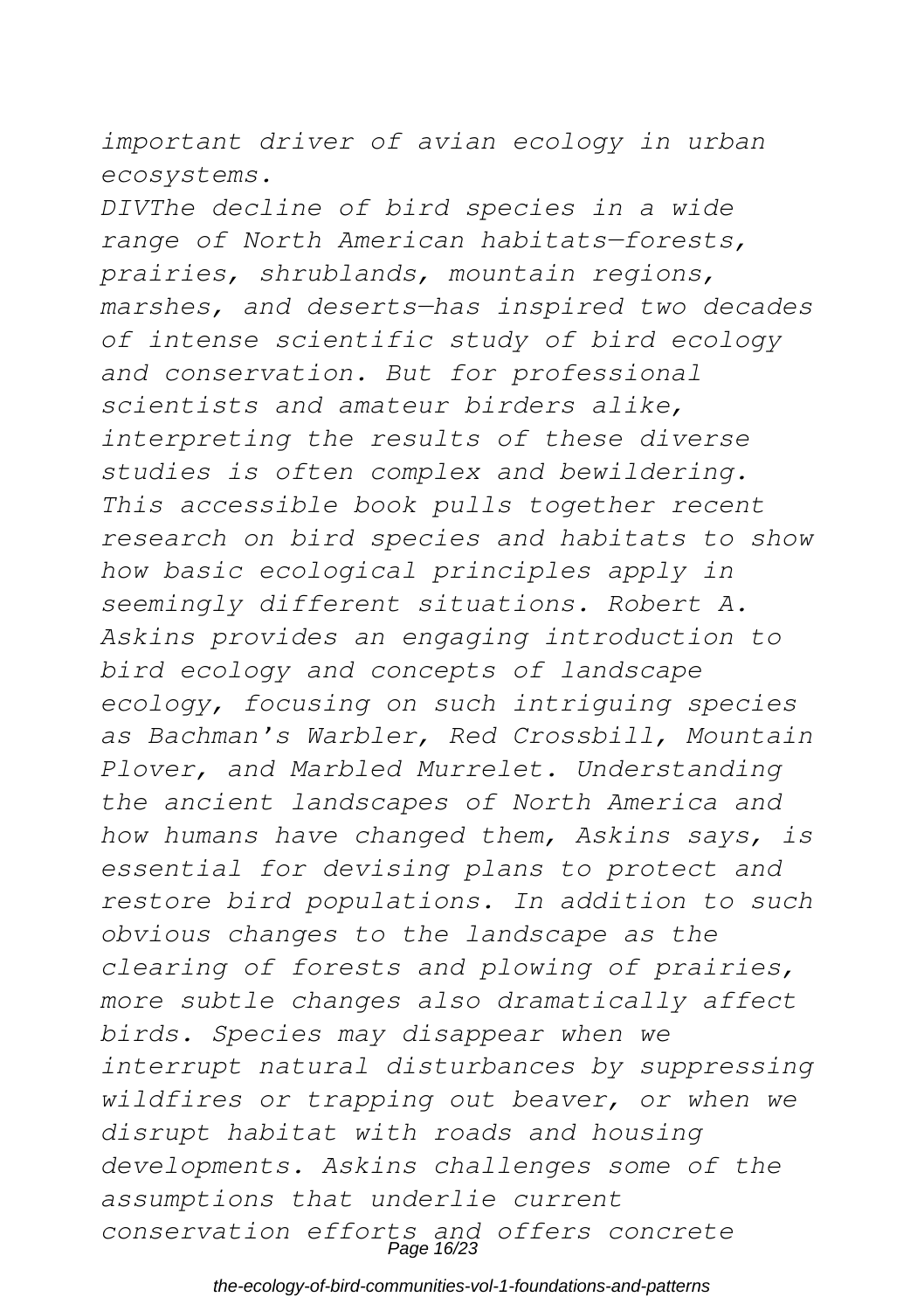*important driver of avian ecology in urban ecosystems.*

*DIVThe decline of bird species in a wide range of North American habitats—forests, prairies, shrublands, mountain regions, marshes, and deserts—has inspired two decades of intense scientific study of bird ecology and conservation. But for professional scientists and amateur birders alike, interpreting the results of these diverse studies is often complex and bewildering. This accessible book pulls together recent research on bird species and habitats to show how basic ecological principles apply in seemingly different situations. Robert A. Askins provides an engaging introduction to bird ecology and concepts of landscape ecology, focusing on such intriguing species as Bachman's Warbler, Red Crossbill, Mountain Plover, and Marbled Murrelet. Understanding the ancient landscapes of North America and how humans have changed them, Askins says, is essential for devising plans to protect and restore bird populations. In addition to such obvious changes to the landscape as the clearing of forests and plowing of prairies, more subtle changes also dramatically affect birds. Species may disappear when we interrupt natural disturbances by suppressing wildfires or trapping out beaver, or when we disrupt habitat with roads and housing developments. Askins challenges some of the assumptions that underlie current conservation efforts and offers concrete*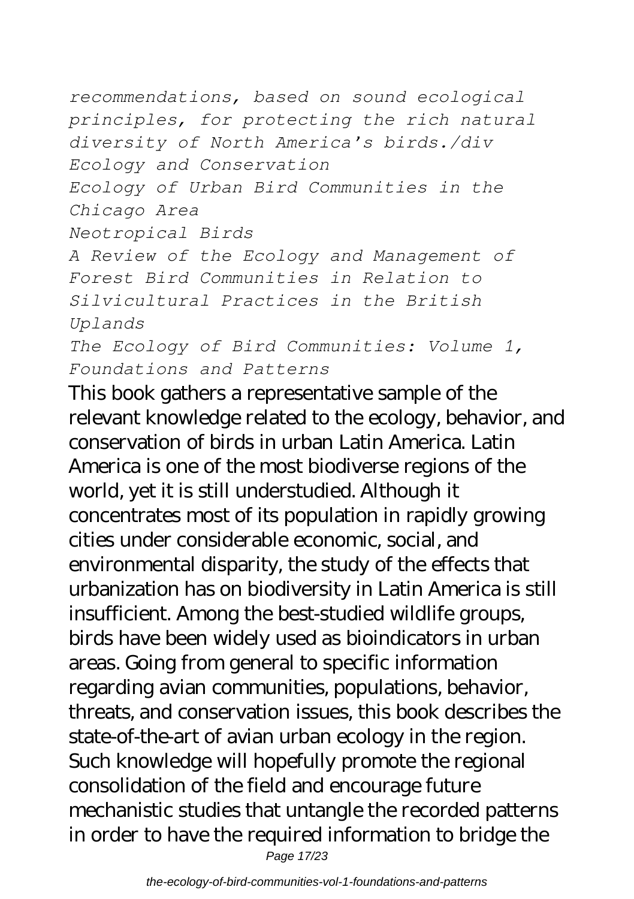*recommendations, based on sound ecological principles, for protecting the rich natural diversity of North America's birds./div*

*Ecology and Conservation*

*Ecology of Urban Bird Communities in the Chicago Area*

*Neotropical Birds*

*A Review of the Ecology and Management of Forest Bird Communities in Relation to Silvicultural Practices in the British Uplands*

*The Ecology of Bird Communities: Volume 1, Foundations and Patterns*

This book gathers a representative sample of the relevant knowledge related to the ecology, behavior, and conservation of birds in urban Latin America. Latin America is one of the most biodiverse regions of the world, yet it is still understudied. Although it concentrates most of its population in rapidly growing cities under considerable economic, social, and environmental disparity, the study of the effects that urbanization has on biodiversity in Latin America is still insufficient. Among the best-studied wildlife groups, birds have been widely used as bioindicators in urban areas. Going from general to specific information regarding avian communities, populations, behavior, threats, and conservation issues, this book describes the state-of-the-art of avian urban ecology in the region. Such knowledge will hopefully promote the regional consolidation of the field and encourage future mechanistic studies that untangle the recorded patterns in order to have the required information to bridge the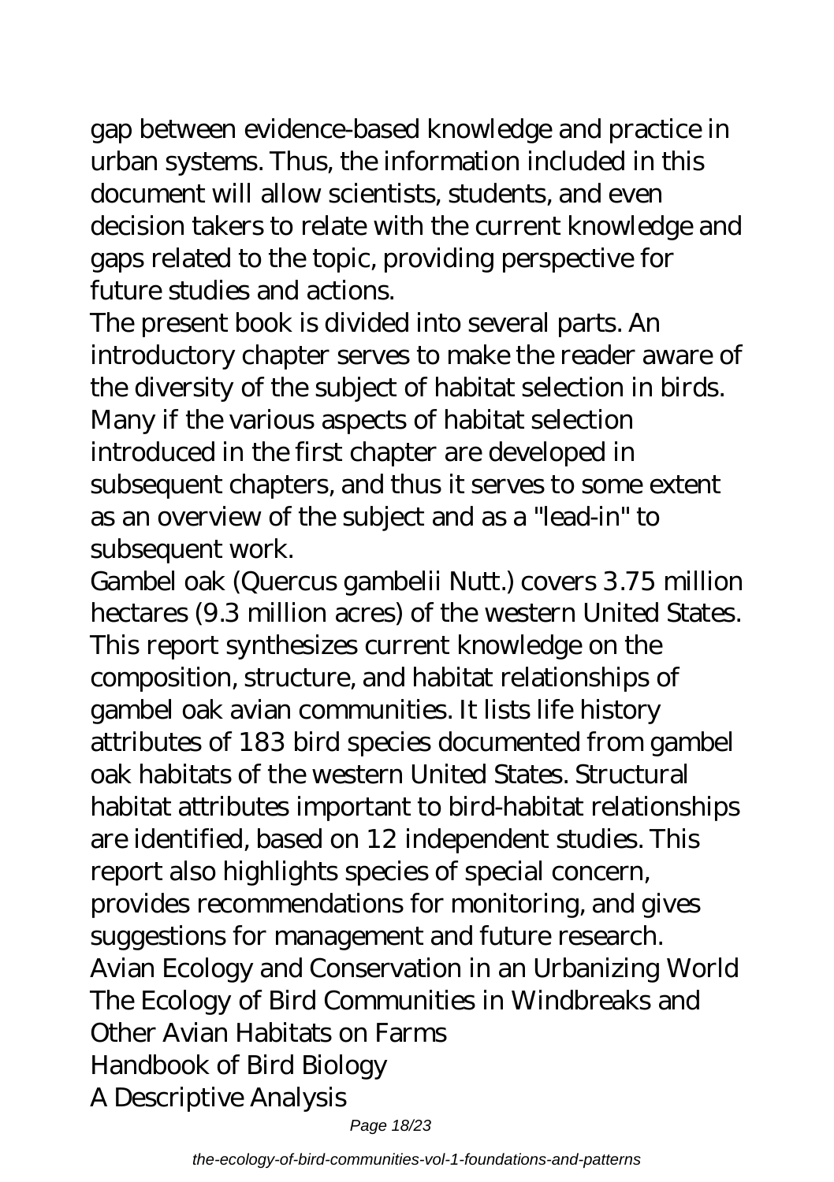gap between evidence-based knowledge and practice in urban systems. Thus, the information included in this document will allow scientists, students, and even decision takers to relate with the current knowledge and gaps related to the topic, providing perspective for future studies and actions.

The present book is divided into several parts. An introductory chapter serves to make the reader aware of the diversity of the subject of habitat selection in birds. Many if the various aspects of habitat selection introduced in the first chapter are developed in subsequent chapters, and thus it serves to some extent as an overview of the subject and as a "lead-in" to subsequent work.

Gambel oak (Quercus gambelii Nutt.) covers 3.75 million hectares (9.3 million acres) of the western United States. This report synthesizes current knowledge on the composition, structure, and habitat relationships of gambel oak avian communities. It lists life history attributes of 183 bird species documented from gambel oak habitats of the western United States. Structural habitat attributes important to bird-habitat relationships are identified, based on 12 independent studies. This report also highlights species of special concern, provides recommendations for monitoring, and gives suggestions for management and future research.

Avian Ecology and Conservation in an Urbanizing World

The Ecology of Bird Communities in Windbreaks and Other Avian Habitats on Farms

Handbook of Bird Biology

A Descriptive Analysis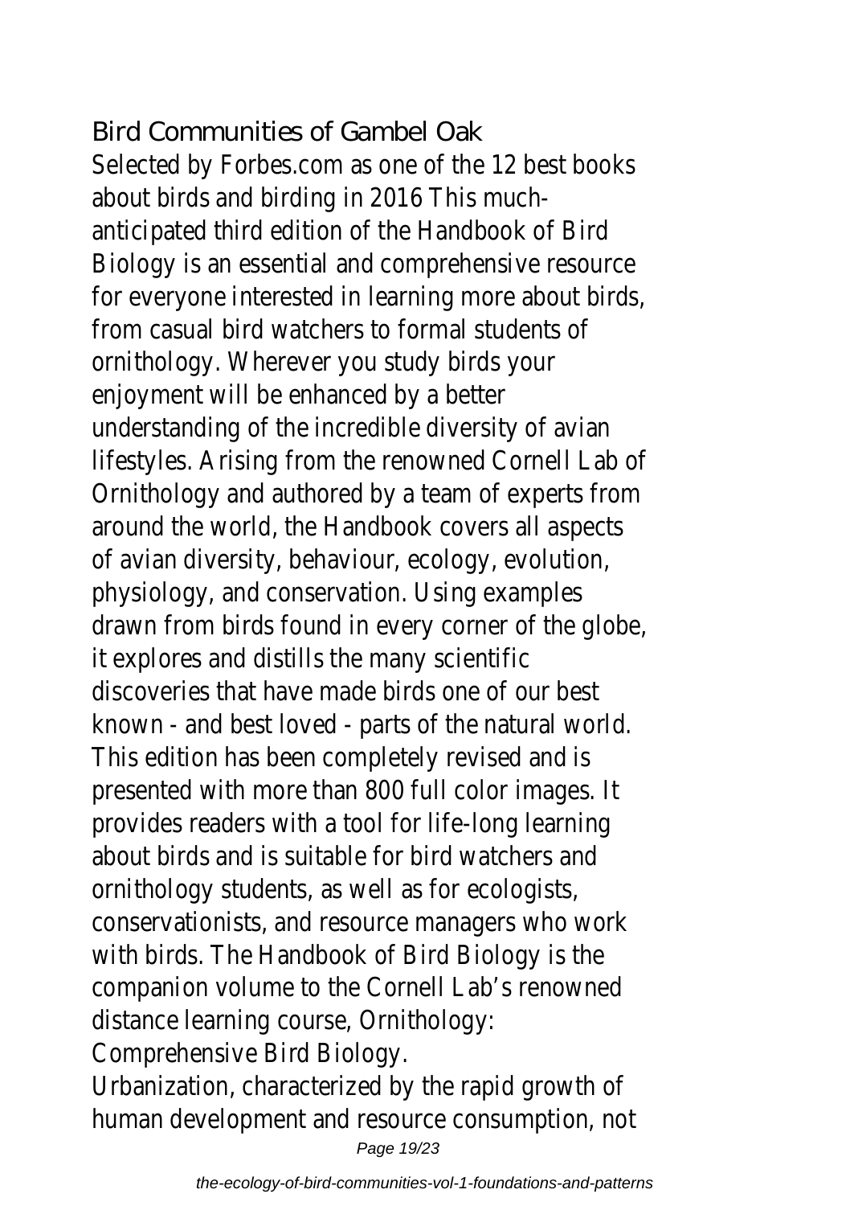## Bird Communities of Gambel Oak

Selected by Forbes.com as one of the 12 best books about birds and birding in 2016 This much-anticipated third edition of the Handbook of Bird Biology is an essential and comprehensive resource for everyone interested in learning more about birds, from casual bird watchers to formal students of ornithology. Wherever you study birds your enjoyment will be enhanced by a better understanding of the incredible diversity of avian lifestyles. Arising from the renowned Cornell Lab of Ornithology and authored by a team of experts from around the world, the Handbook covers all aspects of avian diversity, behaviour, ecology, evolution, physiology, and conservation. Using examples drawn from birds found in every corner of the globe, it explores and distills the many scientific discoveries that have made birds one of our best known - and best loved - parts of the natural world. This edition has been completely revised and is presented with more than 800 full color images. It provides readers with a tool for life-long learning about birds and is suitable for bird watchers and ornithology students, as well as for ecologists, conservationists, and resource managers who work with birds. The Handbook of Bird Biology is the companion volume to the Cornell Lab's renowned distance learning course, Ornithology: Comprehensive Bird Biology.

Urbanization, characterized by the rapid growth of human development and resource consumption, not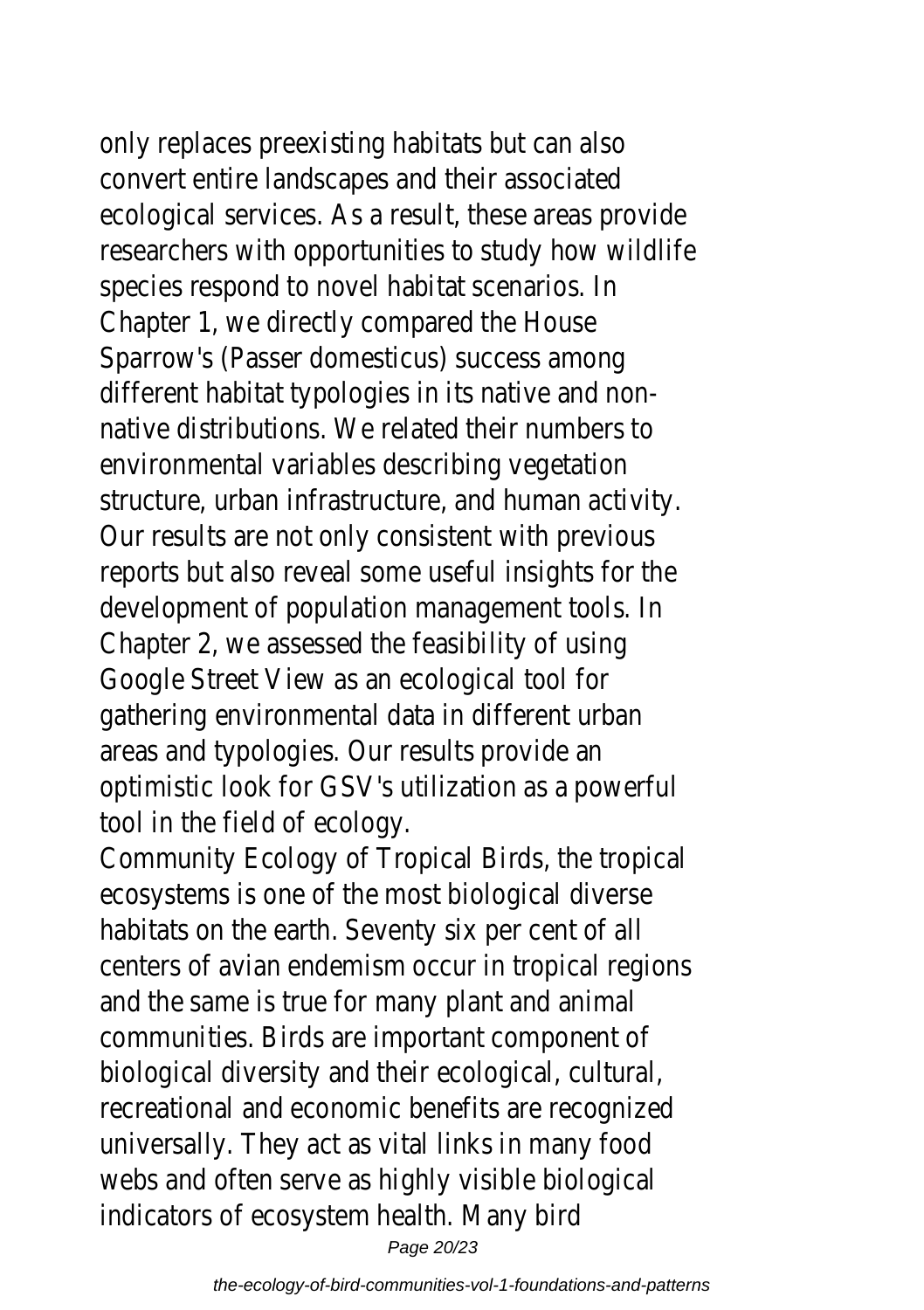only replaces preexisting habitats but can also convert entire landscapes and their associated ecological services. As a result, these areas provide researchers with opportunities to study how wildlife species respond to novel habitat scenarios. In Chapter 1, we directly compared the House Sparrow's (Passer domesticus) success among different habitat typologies in its native and non-native distributions. We related their numbers to environmental variables describing vegetation structure, urban infrastructure, and human activity. Our results are not only consistent with previous reports but also reveal some useful insights for the development of population management tools. In Chapter 2, we assessed the feasibility of using Google Street View as an ecological tool for gathering environmental data in different urban areas and typologies. Our results provide an optimistic look for GSV's utilization as a powerful tool in the field of ecology.

Community Ecology of Tropical Birds, the tropical ecosystems is one of the most biological diverse habitats on the earth. Seventy six per cent of all centers of avian endemism occur in tropical regions and the same is true for many plant and animal communities. Birds are important component of biological diversity and their ecological, cultural, recreational and economic benefits are recognized universally. They act as vital links in many food webs and often serve as highly visible biological indicators of ecosystem health. Many bird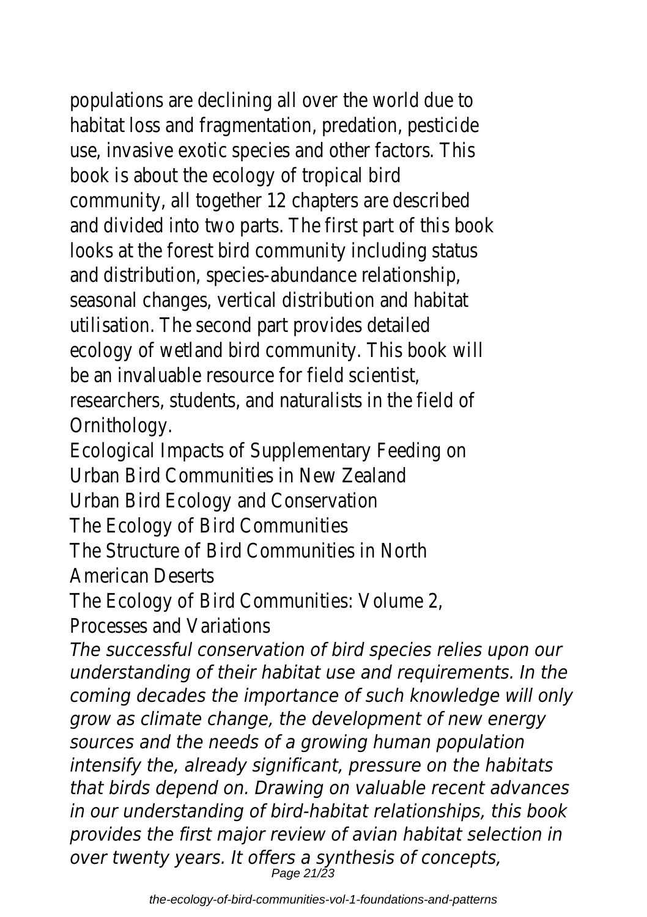populations are declining all over the world due to habitat loss and fragmentation, predation, pesticide use, invasive exotic species and other factors. This book is about the ecology of tropical bird community, all together 12 chapters are described and divided into two parts. The first part of this book looks at the forest bird community including status and distribution, species-abundance relationship, seasonal changes, vertical distribution and habitat utilisation. The second part provides detailed ecology of wetland bird community. This book will be an invaluable resource for field scientist, researchers, students, and naturalists in the field of Ornithology.

Ecological Impacts of Supplementary Feeding on Urban Bird Communities in New Zealand

Urban Bird Ecology and Conservation

The Ecology of Bird Communities

The Structure of Bird Communities in North American Deserts

The Ecology of Bird Communities: Volume 2, Processes and Variations

*The successful conservation of bird species relies upon our understanding of their habitat use and requirements. In the coming decades the importance of such knowledge will only grow as climate change, the development of new energy sources and the needs of a growing human population intensify the, already significant, pressure on the habitats that birds depend on. Drawing on valuable recent advances in our understanding of bird-habitat relationships, this book provides the first major review of avian habitat selection in over twenty years. It offers a synthesis of concepts,*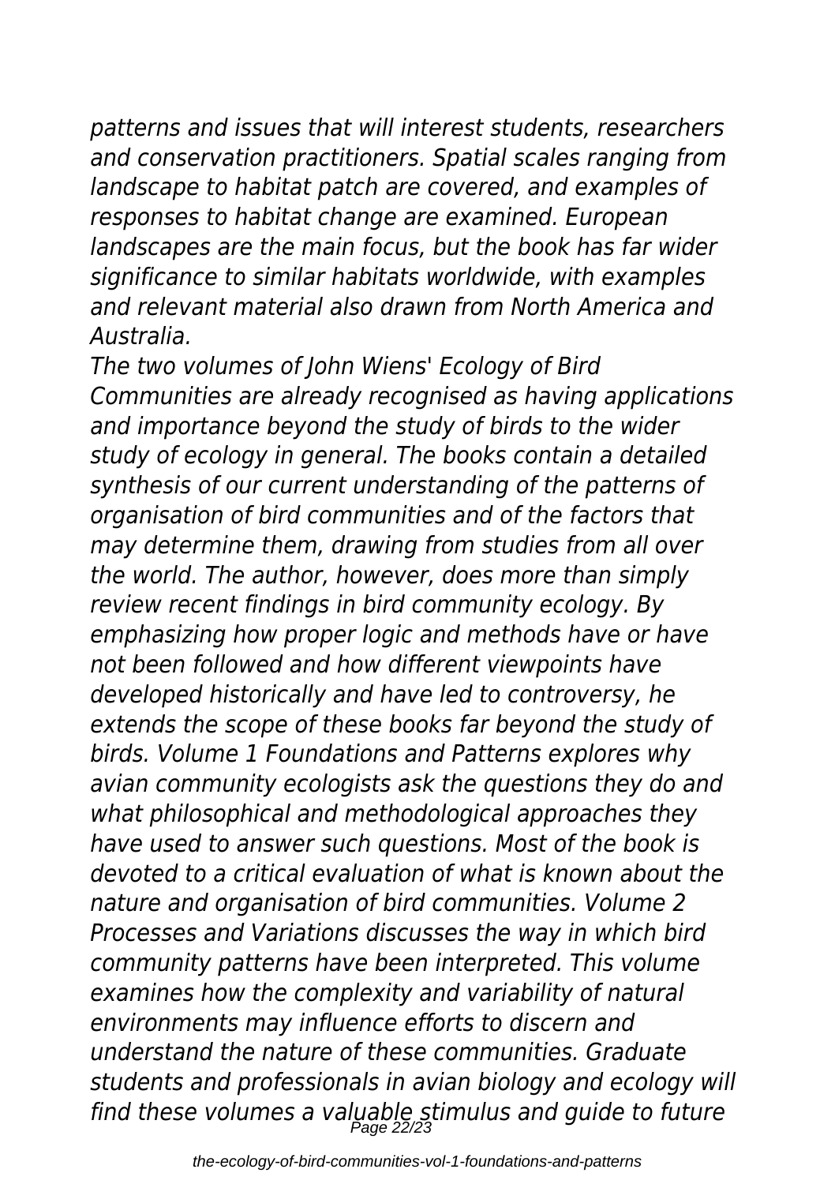*patterns and issues that will interest students, researchers and conservation practitioners. Spatial scales ranging from landscape to habitat patch are covered, and examples of responses to habitat change are examined. European landscapes are the main focus, but the book has far wider significance to similar habitats worldwide, with examples and relevant material also drawn from North America and Australia.*

*The two volumes of John Wiens' Ecology of Bird Communities are already recognised as having applications and importance beyond the study of birds to the wider study of ecology in general. The books contain a detailed synthesis of our current understanding of the patterns of organisation of bird communities and of the factors that may determine them, drawing from studies from all over the world. The author, however, does more than simply review recent findings in bird community ecology. By emphasizing how proper logic and methods have or have not been followed and how different viewpoints have developed historically and have led to controversy, he extends the scope of these books far beyond the study of birds. Volume 1 Foundations and Patterns explores why avian community ecologists ask the questions they do and what philosophical and methodological approaches they have used to answer such questions. Most of the book is devoted to a critical evaluation of what is known about the nature and organisation of bird communities. Volume 2 Processes and Variations discusses the way in which bird community patterns have been interpreted. This volume examines how the complexity and variability of natural environments may influence efforts to discern and understand the nature of these communities. Graduate students and professionals in avian biology and ecology will find these volumes a valuable stimulus and guide to future*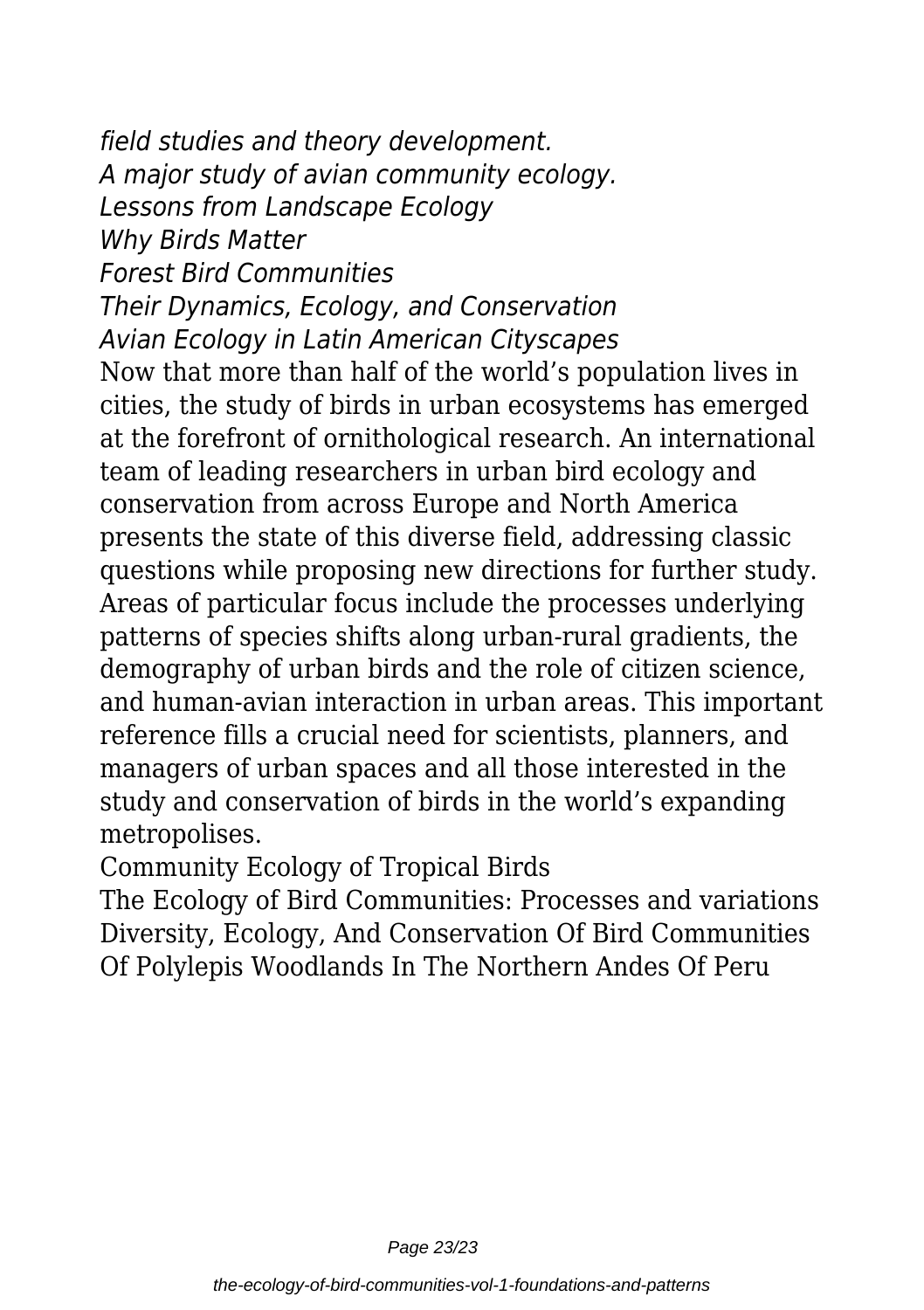*field studies and theory development.*
*A major study of avian community ecology.*
*Lessons from Landscape Ecology*
*Why Birds Matter*
*Forest Bird Communities*
*Their Dynamics, Ecology, and Conservation*
*Avian Ecology in Latin American Cityscapes*

Now that more than half of the world's population lives in cities, the study of birds in urban ecosystems has emerged at the forefront of ornithological research. An international team of leading researchers in urban bird ecology and conservation from across Europe and North America presents the state of this diverse field, addressing classic questions while proposing new directions for further study. Areas of particular focus include the processes underlying patterns of species shifts along urban-rural gradients, the demography of urban birds and the role of citizen science, and human-avian interaction in urban areas. This important reference fills a crucial need for scientists, planners, and managers of urban spaces and all those interested in the study and conservation of birds in the world's expanding metropolises.

Community Ecology of Tropical Birds
The Ecology of Bird Communities: Processes and variations
Diversity, Ecology, And Conservation Of Bird Communities Of Polylepis Woodlands In The Northern Andes Of Peru